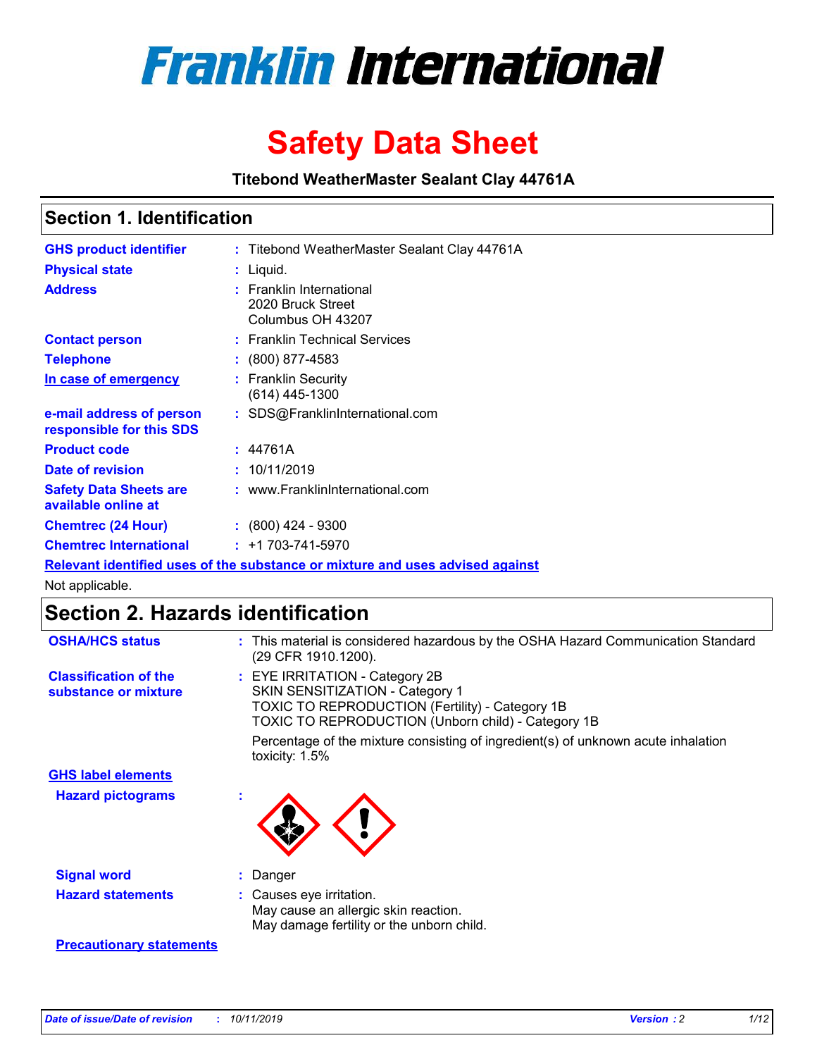# Franklin International

# Safety Data Sheet

**Titebond WeatherMaster Sealant Clay 44761A**

## Section 1. Identification

| | | |
|---|---|---|
| **GHS product identifier** | : | Titebond WeatherMaster Sealant Clay 44761A |
| **Physical state** | : | Liquid. |
| **Address** | : | Franklin International<br>2020 Bruck Street<br>Columbus OH 43207 |
| **Contact person** | : | Franklin Technical Services |
| **Telephone** | : | (800) 877-4583 |
| **In case of emergency** | : | Franklin Security<br>(614) 445-1300 |
| **e-mail address of person responsible for this SDS** | : | SDS@FranklinInternational.com |
| **Product code** | : | 44761A |
| **Date of revision** | : | 10/11/2019 |
| **Safety Data Sheets are available online at** | : | www.FranklinInternational.com |
| **Chemtrec (24 Hour)** | : | (800) 424 - 9300 |
| **Chemtrec International** | : | +1 703-741-5970 |

**Relevant identified uses of the substance or mixture and uses advised against**

Not applicable.

## Section 2. Hazards identification

**OSHA/HCS status** : This material is considered hazardous by the OSHA Hazard Communication Standard (29 CFR 1910.1200).

**Classification of the substance or mixture** : EYE IRRITATION - Category 2B
SKIN SENSITIZATION - Category 1
TOXIC TO REPRODUCTION (Fertility) - Category 1B
TOXIC TO REPRODUCTION (Unborn child) - Category 1B

Percentage of the mixture consisting of ingredient(s) of unknown acute inhalation toxicity: 1.5%

**GHS label elements**

**Hazard pictograms** :

**Signal word** : Danger

**Hazard statements** : Causes eye irritation.
May cause an allergic skin reaction.
May damage fertility or the unborn child.

**Precautionary statements**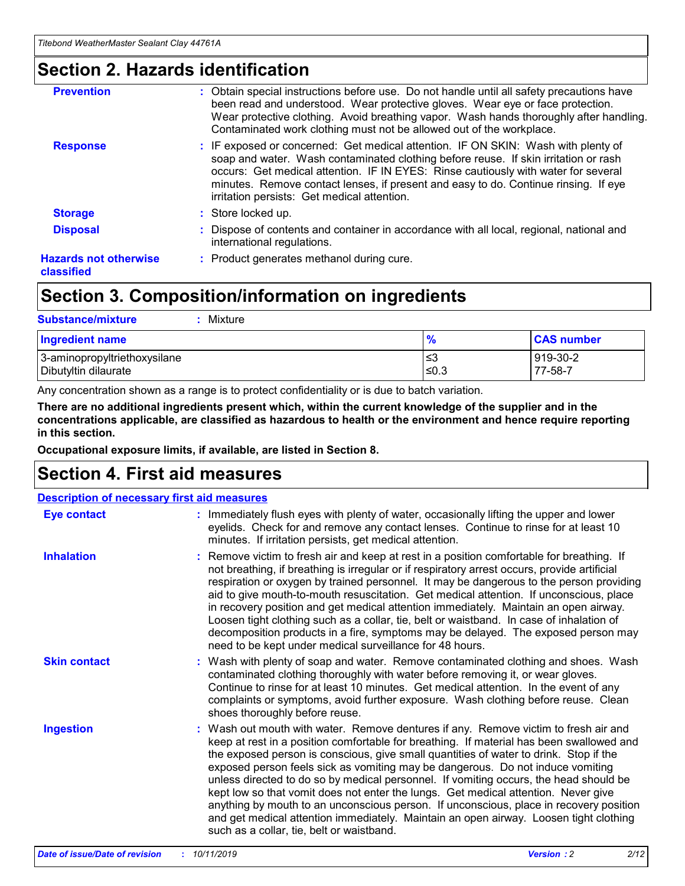## Section 2. Hazards identification

**Prevention** : Obtain special instructions before use. Do not handle until all safety precautions have been read and understood. Wear protective gloves. Wear eye or face protection. Wear protective clothing. Avoid breathing vapor. Wash hands thoroughly after handling. Contaminated work clothing must not be allowed out of the workplace.

**Response** : IF exposed or concerned: Get medical attention. IF ON SKIN: Wash with plenty of soap and water. Wash contaminated clothing before reuse. If skin irritation or rash occurs: Get medical attention. IF IN EYES: Rinse cautiously with water for several minutes. Remove contact lenses, if present and easy to do. Continue rinsing. If eye irritation persists: Get medical attention.

**Storage** : Store locked up.

**Disposal** : Dispose of contents and container in accordance with all local, regional, national and international regulations.

**Hazards not otherwise classified** : Product generates methanol during cure.

## Section 3. Composition/information on ingredients

**Substance/mixture** : Mixture

| Ingredient name | % | CAS number |
|---|---|---|
| 3-aminopropyltriethoxysilane | ≤3 | 919-30-2 |
| Dibutyltin dilaurate | ≤0.3 | 77-58-7 |

Any concentration shown as a range is to protect confidentiality or is due to batch variation.

**There are no additional ingredients present which, within the current knowledge of the supplier and in the concentrations applicable, are classified as hazardous to health or the environment and hence require reporting in this section.**

**Occupational exposure limits, if available, are listed in Section 8.**

## Section 4. First aid measures

**Description of necessary first aid measures**

**Eye contact** : Immediately flush eyes with plenty of water, occasionally lifting the upper and lower eyelids. Check for and remove any contact lenses. Continue to rinse for at least 10 minutes. If irritation persists, get medical attention.

**Inhalation** : Remove victim to fresh air and keep at rest in a position comfortable for breathing. If not breathing, if breathing is irregular or if respiratory arrest occurs, provide artificial respiration or oxygen by trained personnel. It may be dangerous to the person providing aid to give mouth-to-mouth resuscitation. Get medical attention. If unconscious, place in recovery position and get medical attention immediately. Maintain an open airway. Loosen tight clothing such as a collar, tie, belt or waistband. In case of inhalation of decomposition products in a fire, symptoms may be delayed. The exposed person may need to be kept under medical surveillance for 48 hours.

**Skin contact** : Wash with plenty of soap and water. Remove contaminated clothing and shoes. Wash contaminated clothing thoroughly with water before removing it, or wear gloves. Continue to rinse for at least 10 minutes. Get medical attention. In the event of any complaints or symptoms, avoid further exposure. Wash clothing before reuse. Clean shoes thoroughly before reuse.

**Ingestion** : Wash out mouth with water. Remove dentures if any. Remove victim to fresh air and keep at rest in a position comfortable for breathing. If material has been swallowed and the exposed person is conscious, give small quantities of water to drink. Stop if the exposed person feels sick as vomiting may be dangerous. Do not induce vomiting unless directed to do so by medical personnel. If vomiting occurs, the head should be kept low so that vomit does not enter the lungs. Get medical attention. Never give anything by mouth to an unconscious person. If unconscious, place in recovery position and get medical attention immediately. Maintain an open airway. Loosen tight clothing such as a collar, tie, belt or waistband.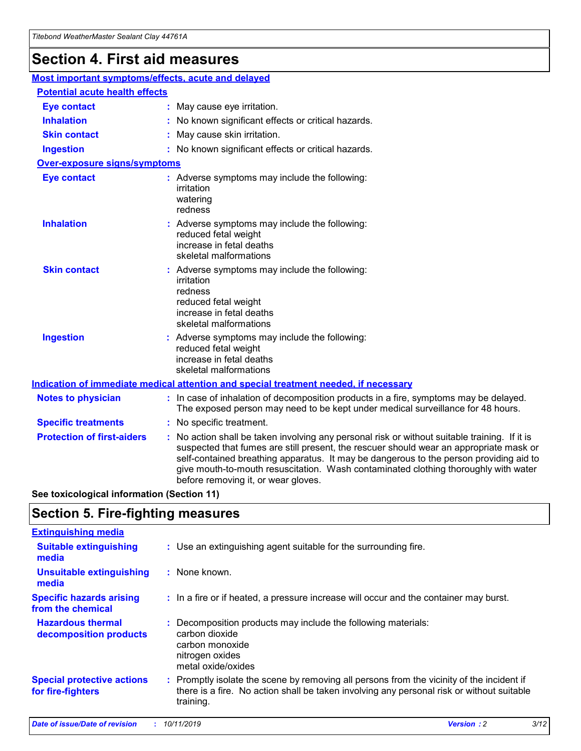# Section 4. First aid measures

## Most important symptoms/effects, acute and delayed

### Potential acute health effects

**Eye contact** : May cause eye irritation.

**Inhalation** : No known significant effects or critical hazards.

**Skin contact** : May cause skin irritation.

**Ingestion** : No known significant effects or critical hazards.

### Over-exposure signs/symptoms

**Eye contact** : Adverse symptoms may include the following:
irritation
watering
redness

**Inhalation** : Adverse symptoms may include the following:
reduced fetal weight
increase in fetal deaths
skeletal malformations

**Skin contact** : Adverse symptoms may include the following:
irritation
redness
reduced fetal weight
increase in fetal deaths
skeletal malformations

**Ingestion** : Adverse symptoms may include the following:
reduced fetal weight
increase in fetal deaths
skeletal malformations

## Indication of immediate medical attention and special treatment needed, if necessary

**Notes to physician** : In case of inhalation of decomposition products in a fire, symptoms may be delayed. The exposed person may need to be kept under medical surveillance for 48 hours.

**Specific treatments** : No specific treatment.

**Protection of first-aiders** : No action shall be taken involving any personal risk or without suitable training. If it is suspected that fumes are still present, the rescuer should wear an appropriate mask or self-contained breathing apparatus. It may be dangerous to the person providing aid to give mouth-to-mouth resuscitation. Wash contaminated clothing thoroughly with water before removing it, or wear gloves.

**See toxicological information (Section 11)**

# Section 5. Fire-fighting measures

## Extinguishing media

**Suitable extinguishing media** : Use an extinguishing agent suitable for the surrounding fire.

**Unsuitable extinguishing media** : None known.

**Specific hazards arising from the chemical** : In a fire or if heated, a pressure increase will occur and the container may burst.

**Hazardous thermal decomposition products** : Decomposition products may include the following materials:
carbon dioxide
carbon monoxide
nitrogen oxides
metal oxide/oxides

**Special protective actions for fire-fighters** : Promptly isolate the scene by removing all persons from the vicinity of the incident if there is a fire. No action shall be taken involving any personal risk or without suitable training.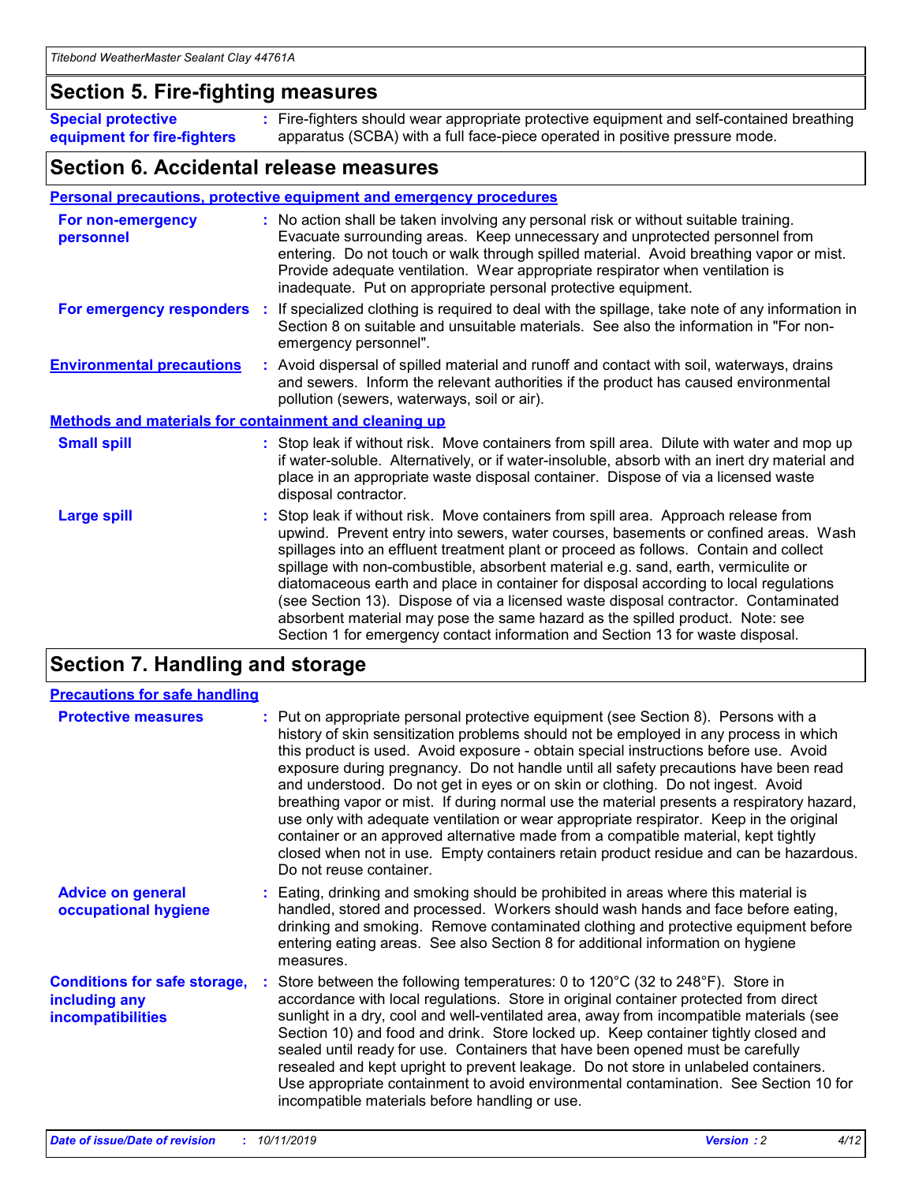## Section 5. Fire-fighting measures

**Special protective equipment for fire-fighters** : Fire-fighters should wear appropriate protective equipment and self-contained breathing apparatus (SCBA) with a full face-piece operated in positive pressure mode.

## Section 6. Accidental release measures

### Personal precautions, protective equipment and emergency procedures

**For non-emergency personnel** : No action shall be taken involving any personal risk or without suitable training. Evacuate surrounding areas. Keep unnecessary and unprotected personnel from entering. Do not touch or walk through spilled material. Avoid breathing vapor or mist. Provide adequate ventilation. Wear appropriate respirator when ventilation is inadequate. Put on appropriate personal protective equipment.

**For emergency responders** : If specialized clothing is required to deal with the spillage, take note of any information in Section 8 on suitable and unsuitable materials. See also the information in "For non-emergency personnel".

**Environmental precautions** : Avoid dispersal of spilled material and runoff and contact with soil, waterways, drains and sewers. Inform the relevant authorities if the product has caused environmental pollution (sewers, waterways, soil or air).

### Methods and materials for containment and cleaning up

**Small spill** : Stop leak if without risk. Move containers from spill area. Dilute with water and mop up if water-soluble. Alternatively, or if water-insoluble, absorb with an inert dry material and place in an appropriate waste disposal container. Dispose of via a licensed waste disposal contractor.

**Large spill** : Stop leak if without risk. Move containers from spill area. Approach release from upwind. Prevent entry into sewers, water courses, basements or confined areas. Wash spillages into an effluent treatment plant or proceed as follows. Contain and collect spillage with non-combustible, absorbent material e.g. sand, earth, vermiculite or diatomaceous earth and place in container for disposal according to local regulations (see Section 13). Dispose of via a licensed waste disposal contractor. Contaminated absorbent material may pose the same hazard as the spilled product. Note: see Section 1 for emergency contact information and Section 13 for waste disposal.

## Section 7. Handling and storage

### Precautions for safe handling

**Protective measures** : Put on appropriate personal protective equipment (see Section 8). Persons with a history of skin sensitization problems should not be employed in any process in which this product is used. Avoid exposure - obtain special instructions before use. Avoid exposure during pregnancy. Do not handle until all safety precautions have been read and understood. Do not get in eyes or on skin or clothing. Do not ingest. Avoid breathing vapor or mist. If during normal use the material presents a respiratory hazard, use only with adequate ventilation or wear appropriate respirator. Keep in the original container or an approved alternative made from a compatible material, kept tightly closed when not in use. Empty containers retain product residue and can be hazardous. Do not reuse container.

**Advice on general occupational hygiene** : Eating, drinking and smoking should be prohibited in areas where this material is handled, stored and processed. Workers should wash hands and face before eating, drinking and smoking. Remove contaminated clothing and protective equipment before entering eating areas. See also Section 8 for additional information on hygiene measures.

**Conditions for safe storage, including any incompatibilities** : Store between the following temperatures: 0 to 120°C (32 to 248°F). Store in accordance with local regulations. Store in original container protected from direct sunlight in a dry, cool and well-ventilated area, away from incompatible materials (see Section 10) and food and drink. Store locked up. Keep container tightly closed and sealed until ready for use. Containers that have been opened must be carefully resealed and kept upright to prevent leakage. Do not store in unlabeled containers. Use appropriate containment to avoid environmental contamination. See Section 10 for incompatible materials before handling or use.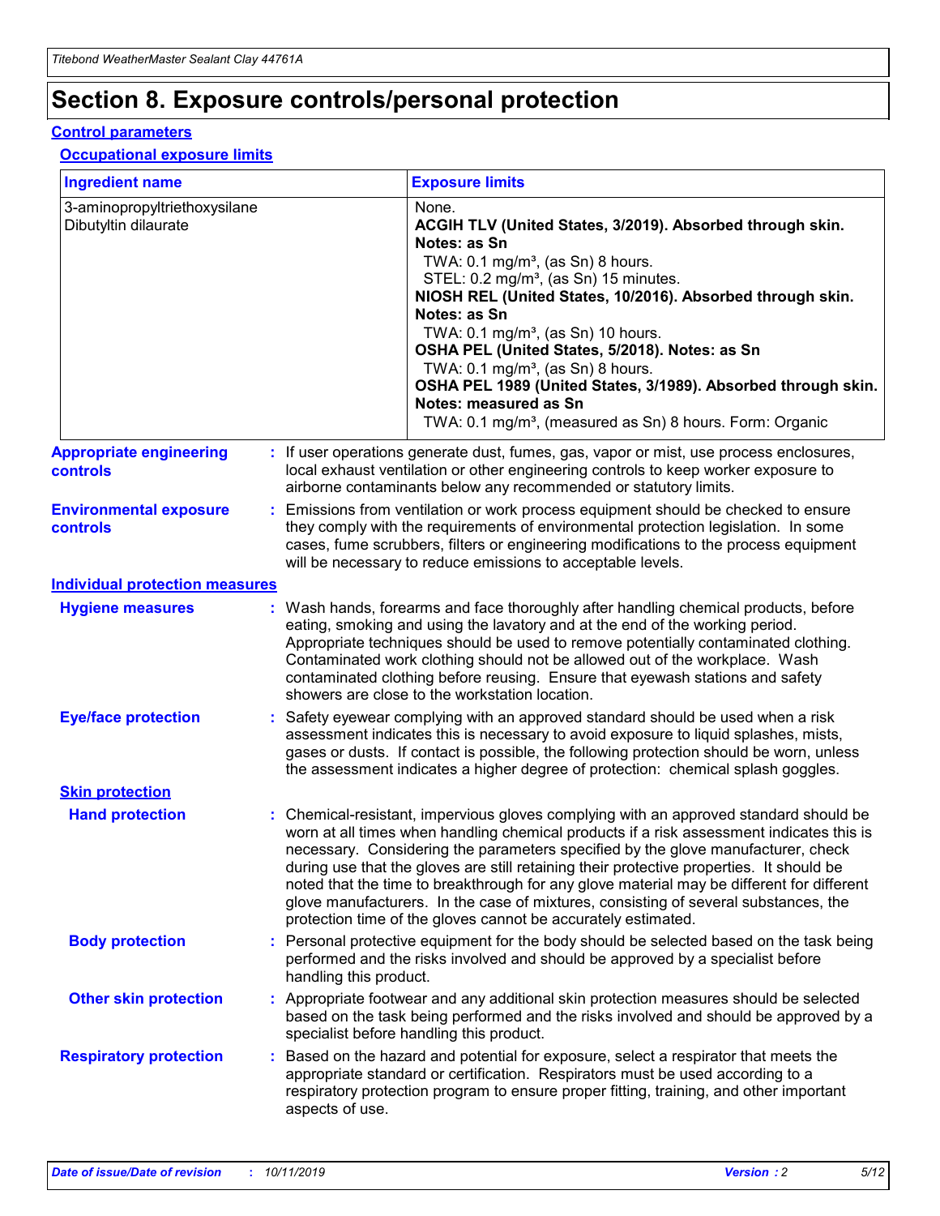# Section 8. Exposure controls/personal protection

## Control parameters

### Occupational exposure limits

| Ingredient name | Exposure limits |
| --- | --- |
| 3-aminopropyltriethoxysilane<br>Dibutyltin dilaurate | None.<br>**ACGIH TLV (United States, 3/2019). Absorbed through skin. Notes: as Sn**<br>TWA: 0.1 mg/m³, (as Sn) 8 hours.<br>STEL: 0.2 mg/m³, (as Sn) 15 minutes.<br>**NIOSH REL (United States, 10/2016). Absorbed through skin. Notes: as Sn**<br>TWA: 0.1 mg/m³, (as Sn) 10 hours.<br>**OSHA PEL (United States, 5/2018). Notes: as Sn**<br>TWA: 0.1 mg/m³, (as Sn) 8 hours.<br>**OSHA PEL 1989 (United States, 3/1989). Absorbed through skin. Notes: measured as Sn**<br>TWA: 0.1 mg/m³, (measured as Sn) 8 hours. Form: Organic |

**Appropriate engineering controls** : If user operations generate dust, fumes, gas, vapor or mist, use process enclosures, local exhaust ventilation or other engineering controls to keep worker exposure to airborne contaminants below any recommended or statutory limits.

**Environmental exposure controls** : Emissions from ventilation or work process equipment should be checked to ensure they comply with the requirements of environmental protection legislation. In some cases, fume scrubbers, filters or engineering modifications to the process equipment will be necessary to reduce emissions to acceptable levels.

## Individual protection measures

**Hygiene measures** : Wash hands, forearms and face thoroughly after handling chemical products, before eating, smoking and using the lavatory and at the end of the working period. Appropriate techniques should be used to remove potentially contaminated clothing. Contaminated work clothing should not be allowed out of the workplace. Wash contaminated clothing before reusing. Ensure that eyewash stations and safety showers are close to the workstation location.

**Eye/face protection** : Safety eyewear complying with an approved standard should be used when a risk assessment indicates this is necessary to avoid exposure to liquid splashes, mists, gases or dusts. If contact is possible, the following protection should be worn, unless the assessment indicates a higher degree of protection: chemical splash goggles.

### Skin protection

**Hand protection** : Chemical-resistant, impervious gloves complying with an approved standard should be worn at all times when handling chemical products if a risk assessment indicates this is necessary. Considering the parameters specified by the glove manufacturer, check during use that the gloves are still retaining their protective properties. It should be noted that the time to breakthrough for any glove material may be different for different glove manufacturers. In the case of mixtures, consisting of several substances, the protection time of the gloves cannot be accurately estimated.

**Body protection** : Personal protective equipment for the body should be selected based on the task being performed and the risks involved and should be approved by a specialist before handling this product.

**Other skin protection** : Appropriate footwear and any additional skin protection measures should be selected based on the task being performed and the risks involved and should be approved by a specialist before handling this product.

**Respiratory protection** : Based on the hazard and potential for exposure, select a respirator that meets the appropriate standard or certification. Respirators must be used according to a respiratory protection program to ensure proper fitting, training, and other important aspects of use.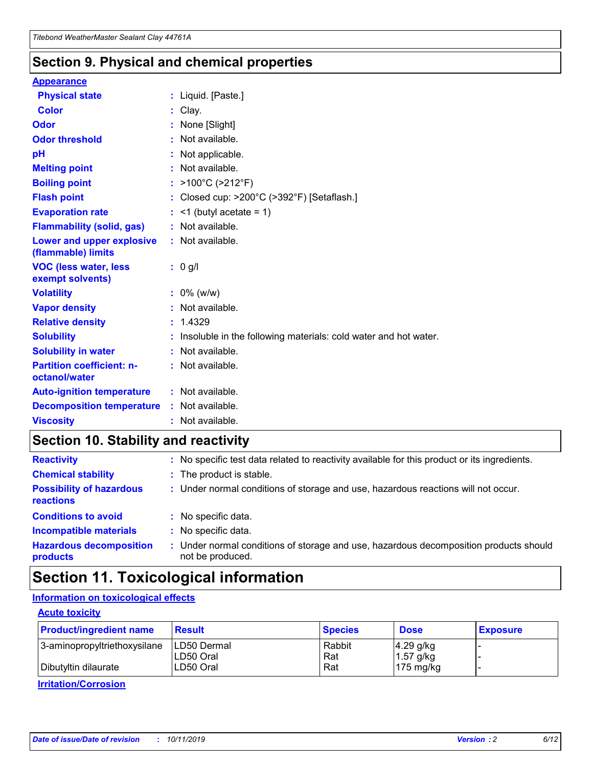## Section 9. Physical and chemical properties

### Appearance

| | |
|---|---|
| **Physical state** | : Liquid. [Paste.] |
| **Color** | : Clay. |
| **Odor** | : None [Slight] |
| **Odor threshold** | : Not available. |
| **pH** | : Not applicable. |
| **Melting point** | : Not available. |
| **Boiling point** | : >100°C (>212°F) |
| **Flash point** | : Closed cup: >200°C (>392°F) [Setaflash.] |
| **Evaporation rate** | : <1 (butyl acetate = 1) |
| **Flammability (solid, gas)** | : Not available. |
| **Lower and upper explosive (flammable) limits** | : Not available. |
| **VOC (less water, less exempt solvents)** | : 0 g/l |
| **Volatility** | : 0% (w/w) |
| **Vapor density** | : Not available. |
| **Relative density** | : 1.4329 |
| **Solubility** | : Insoluble in the following materials: cold water and hot water. |
| **Solubility in water** | : Not available. |
| **Partition coefficient: n-octanol/water** | : Not available. |
| **Auto-ignition temperature** | : Not available. |
| **Decomposition temperature** | : Not available. |
| **Viscosity** | : Not available. |

## Section 10. Stability and reactivity

| | |
|---|---|
| **Reactivity** | : No specific test data related to reactivity available for this product or its ingredients. |
| **Chemical stability** | : The product is stable. |
| **Possibility of hazardous reactions** | : Under normal conditions of storage and use, hazardous reactions will not occur. |
| **Conditions to avoid** | : No specific data. |
| **Incompatible materials** | : No specific data. |
| **Hazardous decomposition products** | : Under normal conditions of storage and use, hazardous decomposition products should not be produced. |

## Section 11. Toxicological information

### Information on toxicological effects

#### Acute toxicity

| Product/ingredient name | Result | Species | Dose | Exposure |
|---|---|---|---|---|
| 3-aminopropyltriethoxysilane | LD50 Dermal | Rabbit | 4.29 g/kg | - |
| | LD50 Oral | Rat | 1.57 g/kg | - |
| Dibutyltin dilaurate | LD50 Oral | Rat | 175 mg/kg | - |

#### Irritation/Corrosion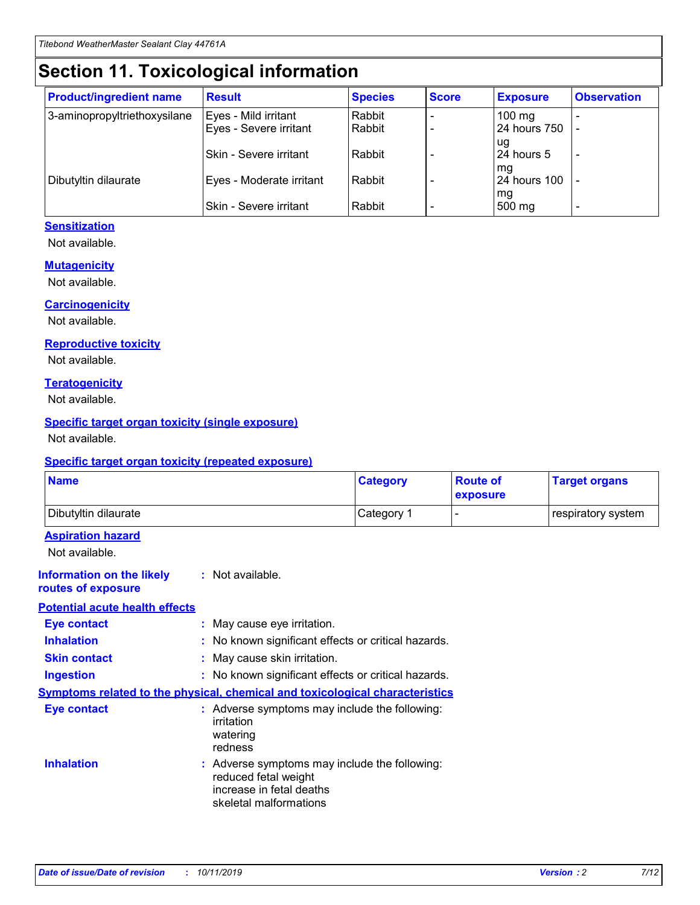# Section 11. Toxicological information

| Product/ingredient name | Result | Species | Score | Exposure | Observation |
|---|---|---|---|---|---|
| 3-aminopropyltriethoxysilane | Eyes - Mild irritant | Rabbit | - | 100 mg | - |
| | Eyes - Severe irritant | Rabbit | - | 24 hours 750 ug | - |
| | Skin - Severe irritant | Rabbit | - | 24 hours 5 mg | - |
| Dibutyltin dilaurate | Eyes - Moderate irritant | Rabbit | - | 24 hours 100 mg | - |
| | Skin - Severe irritant | Rabbit | - | 500 mg | - |

**Sensitization**

Not available.

**Mutagenicity**

Not available.

**Carcinogenicity**

Not available.

**Reproductive toxicity**

Not available.

**Teratogenicity**

Not available.

**Specific target organ toxicity (single exposure)**

Not available.

**Specific target organ toxicity (repeated exposure)**

| Name | Category | Route of exposure | Target organs |
|---|---|---|---|
| Dibutyltin dilaurate | Category 1 | - | respiratory system |

**Aspiration hazard**

Not available.

**Information on the likely routes of exposure** : Not available.

**Potential acute health effects**

**Eye contact** : May cause eye irritation.

**Inhalation** : No known significant effects or critical hazards.

**Skin contact** : May cause skin irritation.

**Ingestion** : No known significant effects or critical hazards.

**Symptoms related to the physical, chemical and toxicological characteristics**

**Eye contact** : Adverse symptoms may include the following:
irritation
watering
redness

**Inhalation** : Adverse symptoms may include the following:
reduced fetal weight
increase in fetal deaths
skeletal malformations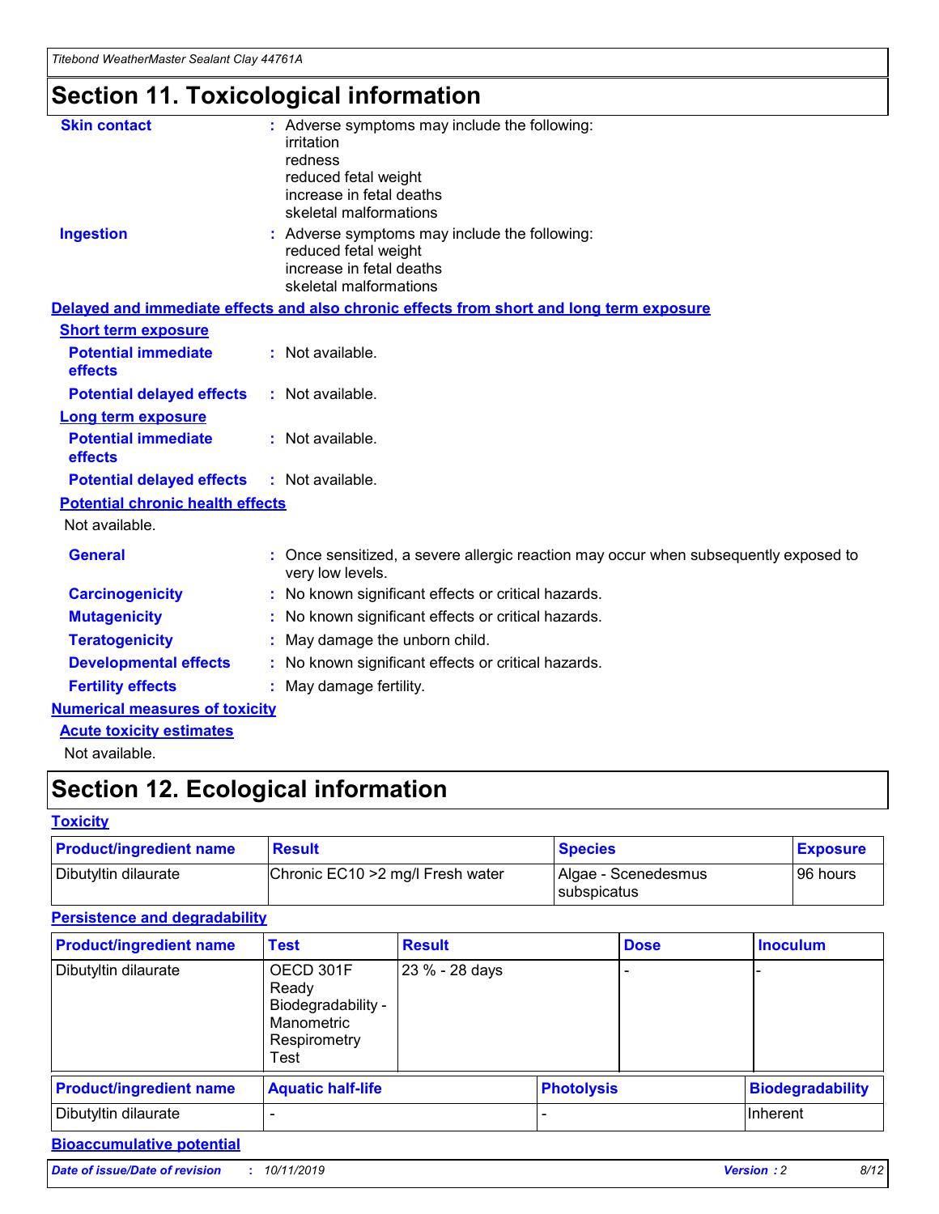# Section 11. Toxicological information

**Skin contact** : Adverse symptoms may include the following:
irritation
redness
reduced fetal weight
increase in fetal deaths
skeletal malformations

**Ingestion** : Adverse symptoms may include the following:
reduced fetal weight
increase in fetal deaths
skeletal malformations

**Delayed and immediate effects and also chronic effects from short and long term exposure**

**Short term exposure**

**Potential immediate effects** : Not available.

**Potential delayed effects** : Not available.

**Long term exposure**

**Potential immediate effects** : Not available.

**Potential delayed effects** : Not available.

**Potential chronic health effects**

Not available.

**General** : Once sensitized, a severe allergic reaction may occur when subsequently exposed to very low levels.

**Carcinogenicity** : No known significant effects or critical hazards.

**Mutagenicity** : No known significant effects or critical hazards.

**Teratogenicity** : May damage the unborn child.

**Developmental effects** : No known significant effects or critical hazards.

**Fertility effects** : May damage fertility.

**Numerical measures of toxicity**

**Acute toxicity estimates**

Not available.

# Section 12. Ecological information

**Toxicity**

| Product/ingredient name | Result | Species | Exposure |
|---|---|---|---|
| Dibutyltin dilaurate | Chronic EC10 >2 mg/l Fresh water | Algae - Scenedesmus subspicatus | 96 hours |

**Persistence and degradability**

| Product/ingredient name | Test | Result | Dose | Inoculum |
|---|---|---|---|---|
| Dibutyltin dilaurate | OECD 301F Ready Biodegradability - Manometric Respirometry Test | 23 % - 28 days | - | - |

| Product/ingredient name | Aquatic half-life | Photolysis | Biodegradability |
|---|---|---|---|
| Dibutyltin dilaurate | - | - | Inherent |

**Bioaccumulative potential**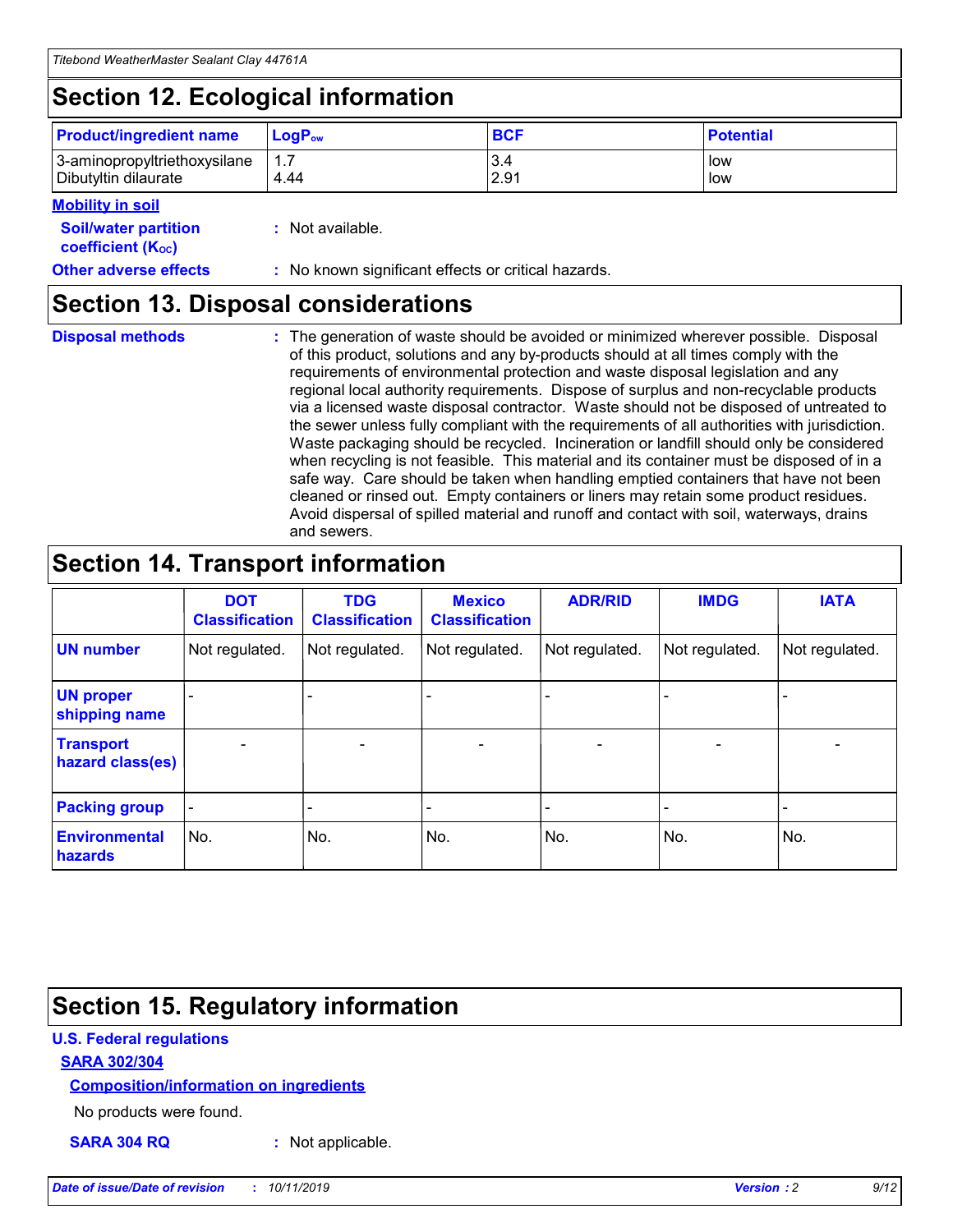## Section 12. Ecological information

| Product/ingredient name | $LogP_{ow}$ | BCF | Potential |
|---|---|---|---|
| 3-aminopropyltriethoxysilane | 1.7 | 3.4 | low |
| Dibutyltin dilaurate | 4.44 | 2.91 | low |

**Mobility in soil**

**Soil/water partition coefficient ($K_{OC}$)** : Not available.

**Other adverse effects** : No known significant effects or critical hazards.

## Section 13. Disposal considerations

**Disposal methods** : The generation of waste should be avoided or minimized wherever possible. Disposal of this product, solutions and any by-products should at all times comply with the requirements of environmental protection and waste disposal legislation and any regional local authority requirements. Dispose of surplus and non-recyclable products via a licensed waste disposal contractor. Waste should not be disposed of untreated to the sewer unless fully compliant with the requirements of all authorities with jurisdiction. Waste packaging should be recycled. Incineration or landfill should only be considered when recycling is not feasible. This material and its container must be disposed of in a safe way. Care should be taken when handling emptied containers that have not been cleaned or rinsed out. Empty containers or liners may retain some product residues. Avoid dispersal of spilled material and runoff and contact with soil, waterways, drains and sewers.

## Section 14. Transport information

| | DOT Classification | TDG Classification | Mexico Classification | ADR/RID | IMDG | IATA |
|---|---|---|---|---|---|---|
| UN number | Not regulated. | Not regulated. | Not regulated. | Not regulated. | Not regulated. | Not regulated. |
| UN proper shipping name | - | - | - | - | - | - |
| Transport hazard class(es) | - | - | - | - | - | - |
| Packing group | - | - | - | - | - | - |
| Environmental hazards | No. | No. | No. | No. | No. | No. |

## Section 15. Regulatory information

**U.S. Federal regulations**

**SARA 302/304**

**Composition/information on ingredients**

No products were found.

**SARA 304 RQ** : Not applicable.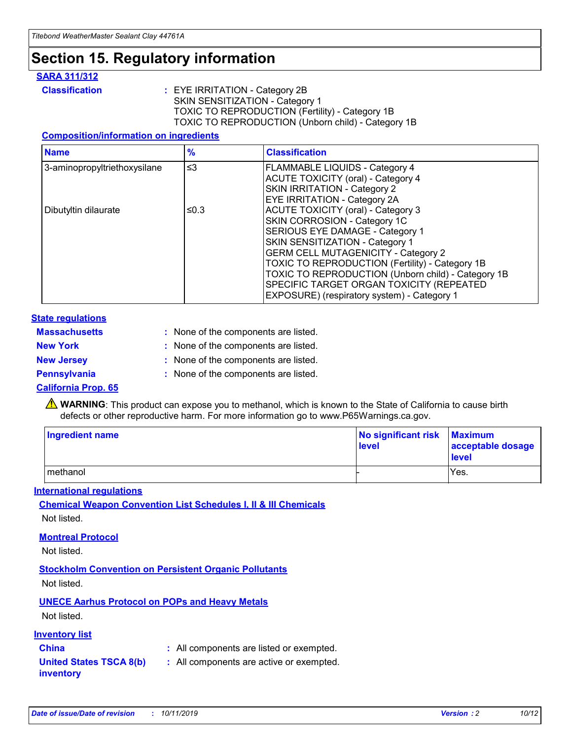# Section 15. Regulatory information

### SARA 311/312

**Classification** : EYE IRRITATION - Category 2B
SKIN SENSITIZATION - Category 1
TOXIC TO REPRODUCTION (Fertility) - Category 1B
TOXIC TO REPRODUCTION (Unborn child) - Category 1B

#### Composition/information on ingredients

| Name | % | Classification |
| --- | --- | --- |
| 3-aminopropyltriethoxysilane | ≤3 | FLAMMABLE LIQUIDS - Category 4<br>ACUTE TOXICITY (oral) - Category 4<br>SKIN IRRITATION - Category 2<br>EYE IRRITATION - Category 2A |
| Dibutyltin dilaurate | ≤0.3 | ACUTE TOXICITY (oral) - Category 3<br>SKIN CORROSION - Category 1C<br>SERIOUS EYE DAMAGE - Category 1<br>SKIN SENSITIZATION - Category 1<br>GERM CELL MUTAGENICITY - Category 2<br>TOXIC TO REPRODUCTION (Fertility) - Category 1B<br>TOXIC TO REPRODUCTION (Unborn child) - Category 1B<br>SPECIFIC TARGET ORGAN TOXICITY (REPEATED EXPOSURE) (respiratory system) - Category 1 |

### State regulations

**Massachusetts** : None of the components are listed.

**New York** : None of the components are listed.

**New Jersey** : None of the components are listed.

**Pennsylvania** : None of the components are listed.

### California Prop. 65

⚠ **WARNING**: This product can expose you to methanol, which is known to the State of California to cause birth defects or other reproductive harm. For more information go to www.P65Warnings.ca.gov.

| Ingredient name | No significant risk level | Maximum acceptable dosage level |
| --- | --- | --- |
| methanol | - | Yes. |

### International regulations

#### Chemical Weapon Convention List Schedules I, II & III Chemicals

Not listed.

#### Montreal Protocol

Not listed.

#### Stockholm Convention on Persistent Organic Pollutants

Not listed.

#### UNECE Aarhus Protocol on POPs and Heavy Metals

Not listed.

### Inventory list

**China** : All components are listed or exempted.

**United States TSCA 8(b) inventory** : All components are active or exempted.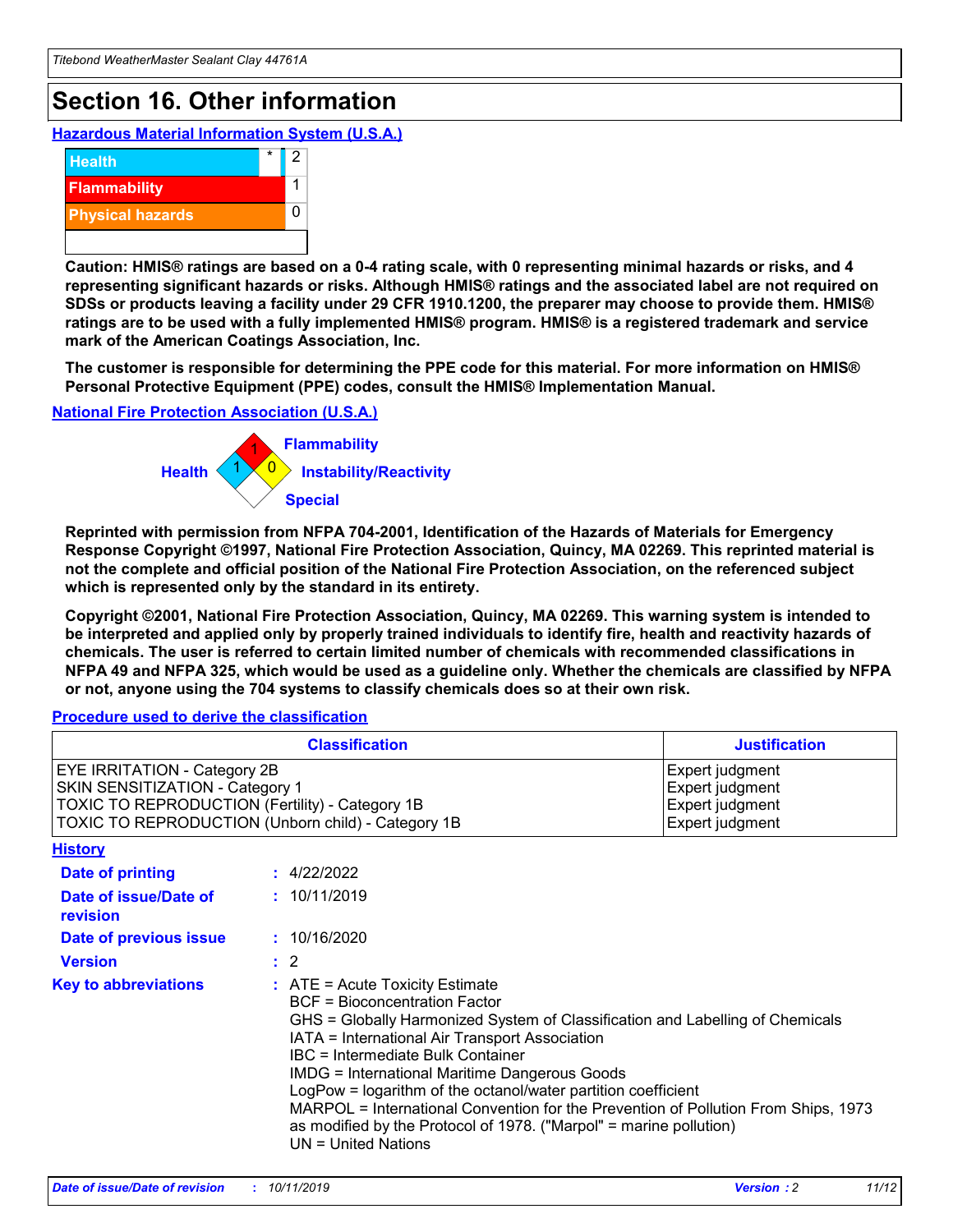# Section 16. Other information

### Hazardous Material Information System (U.S.A.)

| | | |
|---|---|---|
| Health | * | 2 |
| Flammability | | 1 |
| Physical hazards | | 0 |

**Caution: HMIS® ratings are based on a 0-4 rating scale, with 0 representing minimal hazards or risks, and 4 representing significant hazards or risks. Although HMIS® ratings and the associated label are not required on SDSs or products leaving a facility under 29 CFR 1910.1200, the preparer may choose to provide them. HMIS® ratings are to be used with a fully implemented HMIS® program. HMIS® is a registered trademark and service mark of the American Coatings Association, Inc.**

**The customer is responsible for determining the PPE code for this material. For more information on HMIS® Personal Protective Equipment (PPE) codes, consult the HMIS® Implementation Manual.**

### National Fire Protection Association (U.S.A.)

Health: 1
Flammability: 1
Instability/Reactivity: 0
Special:

**Reprinted with permission from NFPA 704-2001, Identification of the Hazards of Materials for Emergency Response Copyright ©1997, National Fire Protection Association, Quincy, MA 02269. This reprinted material is not the complete and official position of the National Fire Protection Association, on the referenced subject which is represented only by the standard in its entirety.**

**Copyright ©2001, National Fire Protection Association, Quincy, MA 02269. This warning system is intended to be interpreted and applied only by properly trained individuals to identify fire, health and reactivity hazards of chemicals. The user is referred to certain limited number of chemicals with recommended classifications in NFPA 49 and NFPA 325, which would be used as a guideline only. Whether the chemicals are classified by NFPA or not, anyone using the 704 systems to classify chemicals does so at their own risk.**

### Procedure used to derive the classification

| Classification | Justification |
|---|---|
| EYE IRRITATION - Category 2B | Expert judgment |
| SKIN SENSITIZATION - Category 1 | Expert judgment |
| TOXIC TO REPRODUCTION (Fertility) - Category 1B | Expert judgment |
| TOXIC TO REPRODUCTION (Unborn child) - Category 1B | Expert judgment |

### History

**Date of printing** : 4/22/2022

**Date of issue/Date of revision** : 10/11/2019

**Date of previous issue** : 10/16/2020

**Version** : 2

**Key to abbreviations** : ATE = Acute Toxicity Estimate
BCF = Bioconcentration Factor
GHS = Globally Harmonized System of Classification and Labelling of Chemicals
IATA = International Air Transport Association
IBC = Intermediate Bulk Container
IMDG = International Maritime Dangerous Goods
LogPow = logarithm of the octanol/water partition coefficient
MARPOL = International Convention for the Prevention of Pollution From Ships, 1973 as modified by the Protocol of 1978. ("Marpol" = marine pollution)
UN = United Nations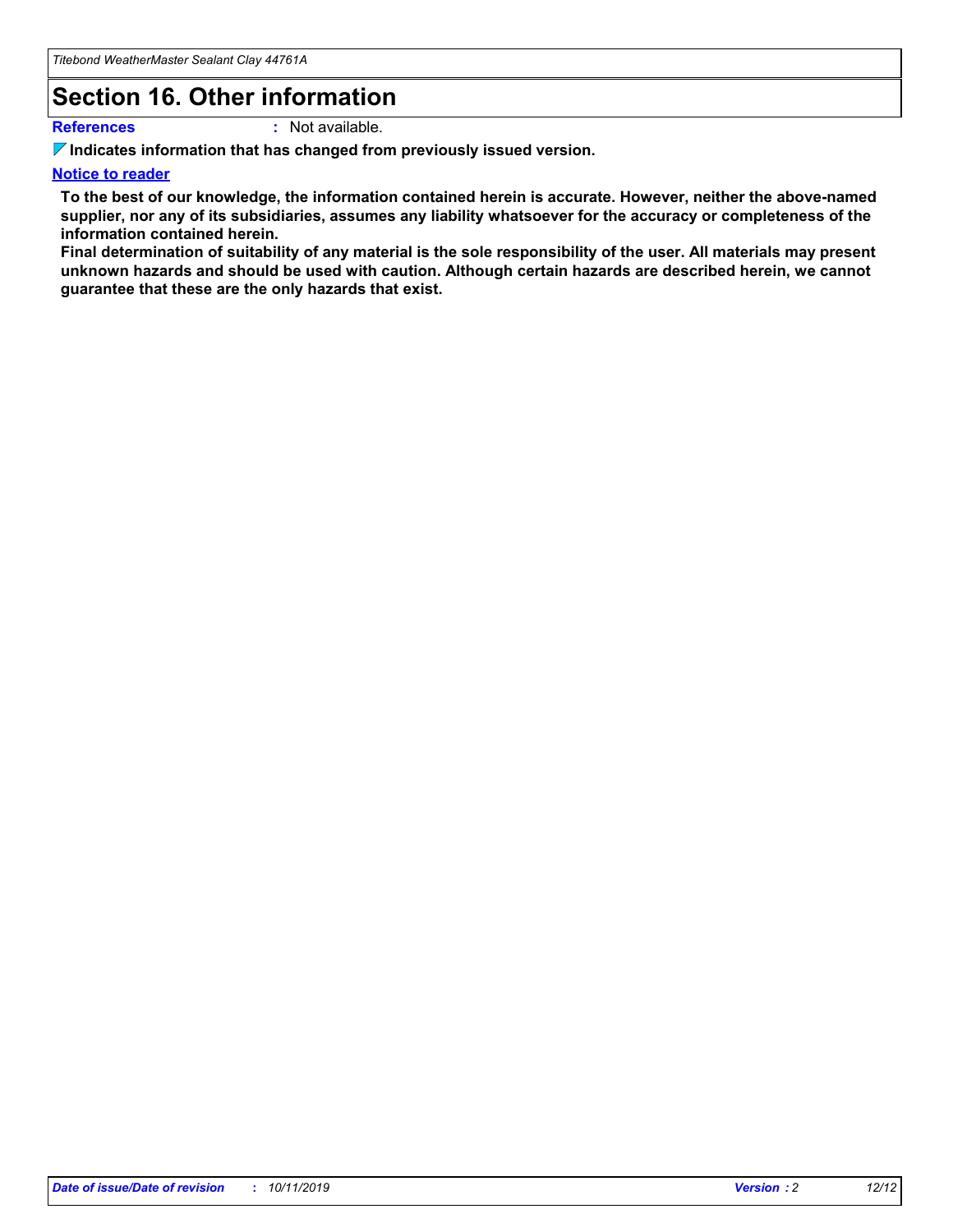# Section 16. Other information

**References** : Not available.

**Indicates information that has changed from previously issued version.**

**Notice to reader**

**To the best of our knowledge, the information contained herein is accurate. However, neither the above-named supplier, nor any of its subsidiaries, assumes any liability whatsoever for the accuracy or completeness of the information contained herein.**

**Final determination of suitability of any material is the sole responsibility of the user. All materials may present unknown hazards and should be used with caution. Although certain hazards are described herein, we cannot guarantee that these are the only hazards that exist.**